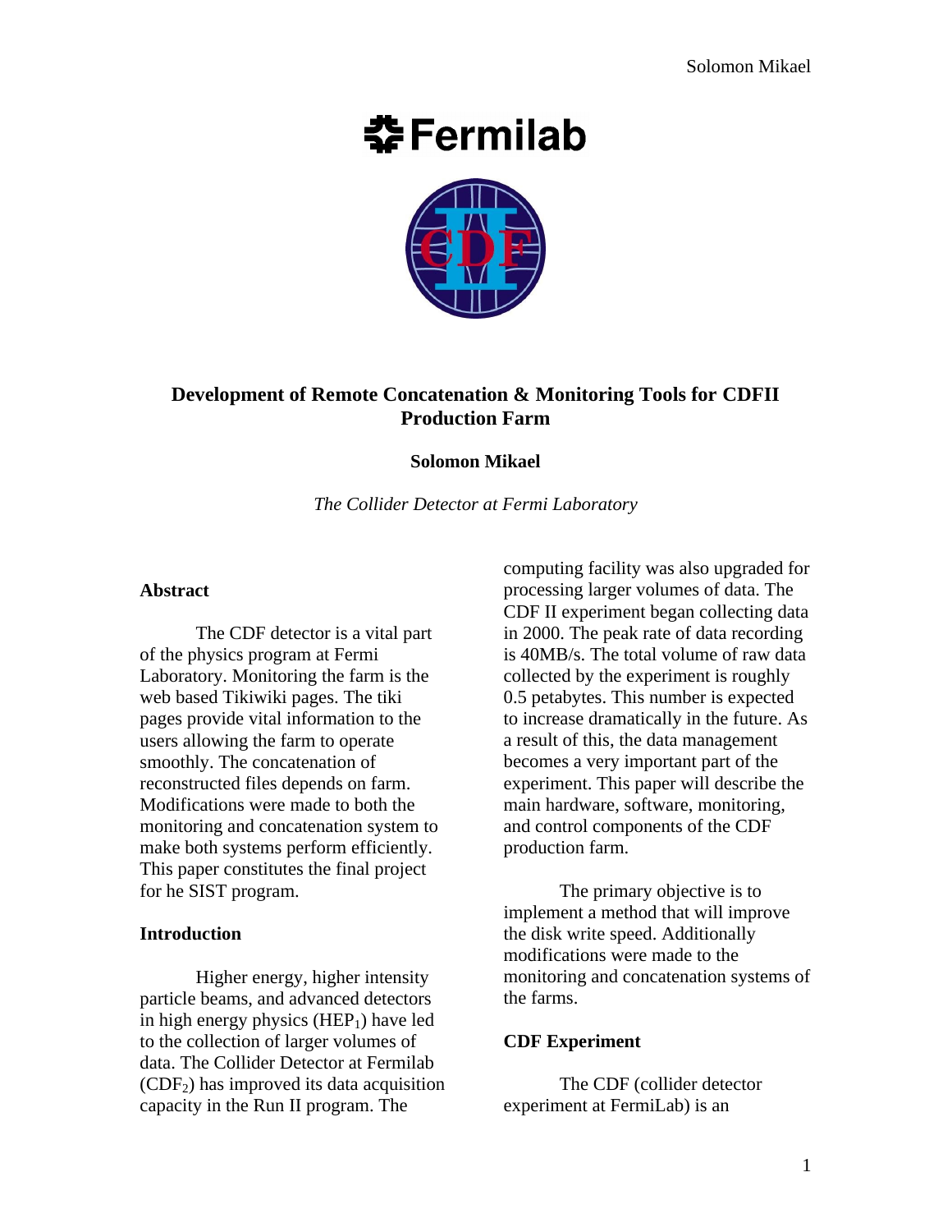# Development of Remote Concatenation & Monitoring Tools for CDFII Production Farm

**Solomon Mikael**

*The Collider Detector at Fermi Laboratory*

### Abstract

The CDF detector is a vital part of the physics program at Fermi Laboratory. Monitoring the farm is the web based Tikiwiki pages. The tiki pages provide vital information to the users allowing the farm to operate smoothly. The concatenation of reconstructed files depends on farm. Modifications were made to both the monitoring and concatenation system to make both systems perform efficiently. This paper constitutes the final project for he SIST program.

### Introduction

Higher energy, higher intensity particle beams, and advanced detectors in high energy physics ($HEP_1$) have led to the collection of larger volumes of data. The Collider Detector at Fermilab ($CDF_2$) has improved its data acquisition capacity in the Run II program. The computing facility was also upgraded for processing larger volumes of data. The CDF II experiment began collecting data in 2000. The peak rate of data recording is 40MB/s. The total volume of raw data collected by the experiment is roughly 0.5 petabytes. This number is expected to increase dramatically in the future. As a result of this, the data management becomes a very important part of the experiment. This paper will describe the main hardware, software, monitoring, and control components of the CDF production farm.

The primary objective is to implement a method that will improve the disk write speed. Additionally modifications were made to the monitoring and concatenation systems of the farms.

### CDF Experiment

The CDF (collider detector experiment at FermiLab) is an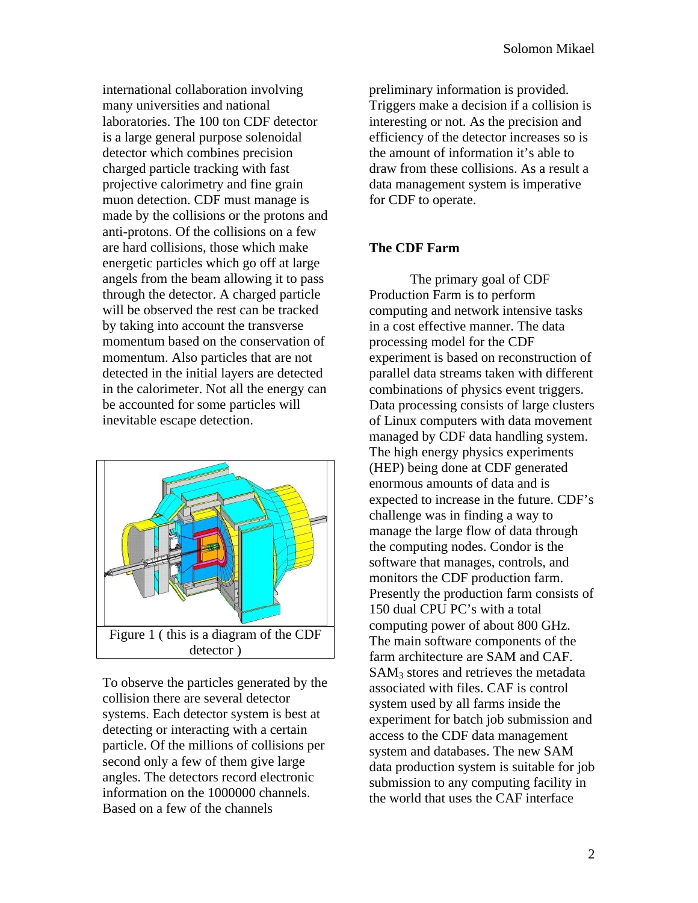international collaboration involving many universities and national laboratories. The 100 ton CDF detector is a large general purpose solenoidal detector which combines precision charged particle tracking with fast projective calorimetry and fine grain muon detection. CDF must manage is made by the collisions or the protons and anti-protons. Of the collisions on a few are hard collisions, those which make energetic particles which go off at large angels from the beam allowing it to pass through the detector. A charged particle will be observed the rest can be tracked by taking into account the transverse momentum based on the conservation of momentum. Also particles that are not detected in the initial layers are detected in the calorimeter. Not all the energy can be accounted for some particles will inevitable escape detection.

Figure 1 ( this is a diagram of the CDF detector )

To observe the particles generated by the collision there are several detector systems. Each detector system is best at detecting or interacting with a certain particle. Of the millions of collisions per second only a few of them give large angles. The detectors record electronic information on the 1000000 channels. Based on a few of the channels preliminary information is provided. Triggers make a decision if a collision is interesting or not. As the precision and efficiency of the detector increases so is the amount of information it's able to draw from these collisions. As a result a data management system is imperative for CDF to operate.

**The CDF Farm**

The primary goal of CDF Production Farm is to perform computing and network intensive tasks in a cost effective manner. The data processing model for the CDF experiment is based on reconstruction of parallel data streams taken with different combinations of physics event triggers. Data processing consists of large clusters of Linux computers with data movement managed by CDF data handling system. The high energy physics experiments (HEP) being done at CDF generated enormous amounts of data and is expected to increase in the future. CDF's challenge was in finding a way to manage the large flow of data through the computing nodes. Condor is the software that manages, controls, and monitors the CDF production farm. Presently the production farm consists of 150 dual CPU PC's with a total computing power of about 800 GHz. The main software components of the farm architecture are SAM and CAF. $SAM_3$ stores and retrieves the metadata associated with files. CAF is control system used by all farms inside the experiment for batch job submission and access to the CDF data management system and databases. The new SAM data production system is suitable for job submission to any computing facility in the world that uses the CAF interface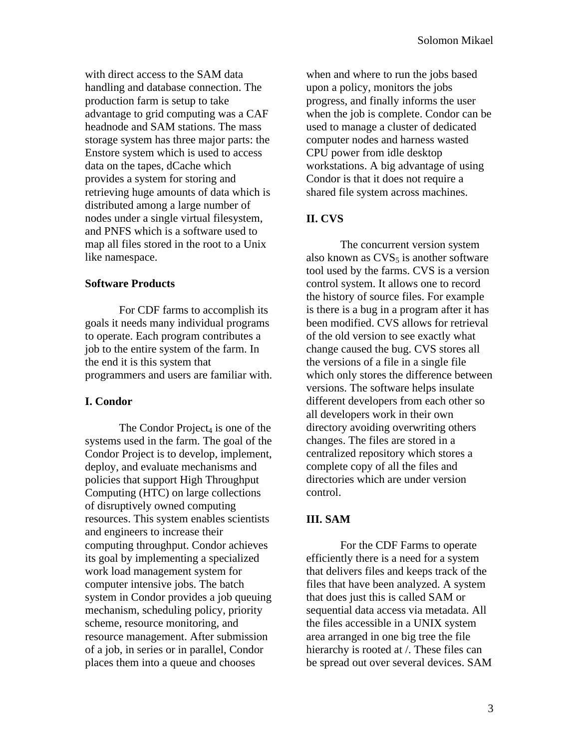with direct access to the SAM data handling and database connection. The production farm is setup to take advantage to grid computing was a CAF headnode and SAM stations. The mass storage system has three major parts: the Enstore system which is used to access data on the tapes, dCache which provides a system for storing and retrieving huge amounts of data which is distributed among a large number of nodes under a single virtual filesystem, and PNFS which is a software used to map all files stored in the root to a Unix like namespace.

**Software Products**

For CDF farms to accomplish its goals it needs many individual programs to operate. Each program contributes a job to the entire system of the farm. In the end it is this system that programmers and users are familiar with.

**I. Condor**

The Condor Project[4] is one of the systems used in the farm. The goal of the Condor Project is to develop, implement, deploy, and evaluate mechanisms and policies that support High Throughput Computing (HTC) on large collections of disruptively owned computing resources. This system enables scientists and engineers to increase their computing throughput. Condor achieves its goal by implementing a specialized work load management system for computer intensive jobs. The batch system in Condor provides a job queuing mechanism, scheduling policy, priority scheme, resource monitoring, and resource management. After submission of a job, in series or in parallel, Condor places them into a queue and chooses when and where to run the jobs based upon a policy, monitors the jobs progress, and finally informs the user when the job is complete. Condor can be used to manage a cluster of dedicated computer nodes and harness wasted CPU power from idle desktop workstations. A big advantage of using Condor is that it does not require a shared file system across machines.

**II. CVS**

The concurrent version system also known as CVS[5] is another software tool used by the farms. CVS is a version control system. It allows one to record the history of source files. For example is there is a bug in a program after it has been modified. CVS allows for retrieval of the old version to see exactly what change caused the bug. CVS stores all the versions of a file in a single file which only stores the difference between versions. The software helps insulate different developers from each other so all developers work in their own directory avoiding overwriting others changes. The files are stored in a centralized repository which stores a complete copy of all the files and directories which are under version control.

**III. SAM**

For the CDF Farms to operate efficiently there is a need for a system that delivers files and keeps track of the files that have been analyzed. A system that does just this is called SAM or sequential data access via metadata. All the files accessible in a UNIX system area arranged in one big tree the file hierarchy is rooted at /. These files can be spread out over several devices. SAM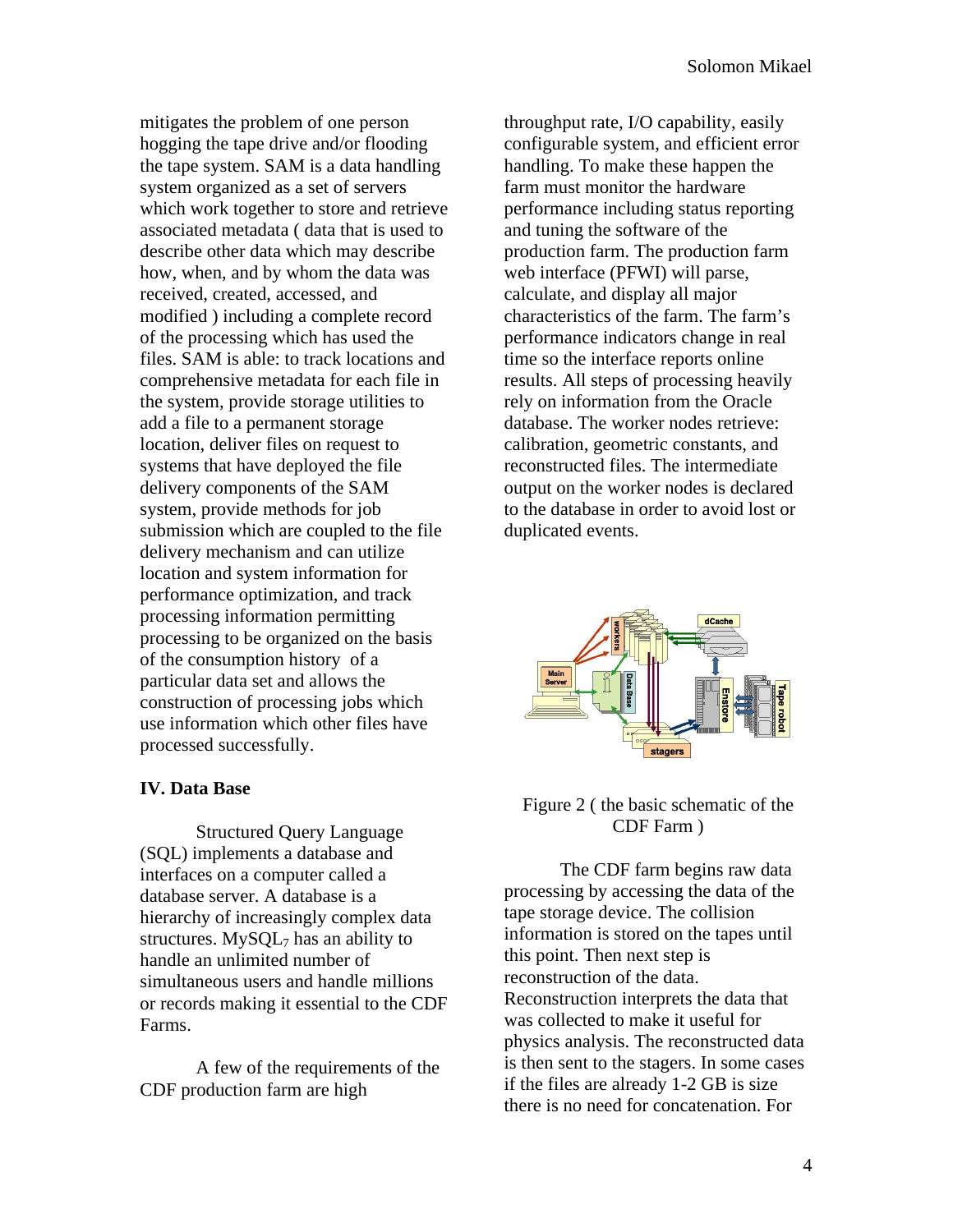mitigates the problem of one person hogging the tape drive and/or flooding the tape system. SAM is a data handling system organized as a set of servers which work together to store and retrieve associated metadata ( data that is used to describe other data which may describe how, when, and by whom the data was received, created, accessed, and modified ) including a complete record of the processing which has used the files. SAM is able: to track locations and comprehensive metadata for each file in the system, provide storage utilities to add a file to a permanent storage location, deliver files on request to systems that have deployed the file delivery components of the SAM system, provide methods for job submission which are coupled to the file delivery mechanism and can utilize location and system information for performance optimization, and track processing information permitting processing to be organized on the basis of the consumption history of a particular data set and allows the construction of processing jobs which use information which other files have processed successfully.

### IV. Data Base

Structured Query Language (SQL) implements a database and interfaces on a computer called a database server. A database is a hierarchy of increasingly complex data structures. $MySQL_7$ has an ability to handle an unlimited number of simultaneous users and handle millions or records making it essential to the CDF Farms.

A few of the requirements of the CDF production farm are high throughput rate, I/O capability, easily configurable system, and efficient error handling. To make these happen the farm must monitor the hardware performance including status reporting and tuning the software of the production farm. The production farm web interface (PFWI) will parse, calculate, and display all major characteristics of the farm. The farm's performance indicators change in real time so the interface reports online results. All steps of processing heavily rely on information from the Oracle database. The worker nodes retrieve: calibration, geometric constants, and reconstructed files. The intermediate output on the worker nodes is declared to the database in order to avoid lost or duplicated events.

Figure 2 ( the basic schematic of the CDF Farm )

The CDF farm begins raw data processing by accessing the data of the tape storage device. The collision information is stored on the tapes until this point. Then next step is reconstruction of the data. Reconstruction interprets the data that was collected to make it useful for physics analysis. The reconstructed data is then sent to the stagers. In some cases if the files are already 1-2 GB is size there is no need for concatenation. For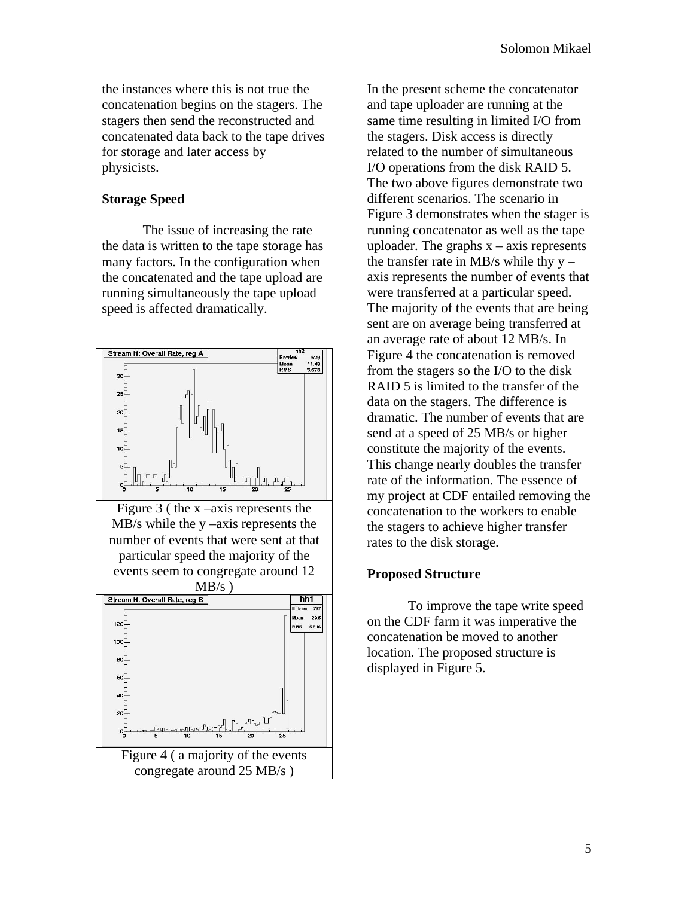the instances where this is not true the concatenation begins on the stagers. The stagers then send the reconstructed and concatenated data back to the tape drives for storage and later access by physicists.

**Storage Speed**

The issue of increasing the rate the data is written to the tape storage has many factors. In the configuration when the concatenated and the tape upload are running simultaneously the tape upload speed is affected dramatically.

Figure 3 ( the x –axis represents the MB/s while the y –axis represents the number of events that were sent at that particular speed the majority of the events seem to congregate around 12 MB/s )

Figure 4 ( a majority of the events congregate around 25 MB/s )

In the present scheme the concatenator and tape uploader are running at the same time resulting in limited I/O from the stagers. Disk access is directly related to the number of simultaneous I/O operations from the disk RAID 5. The two above figures demonstrate two different scenarios. The scenario in Figure 3 demonstrates when the stager is running concatenator as well as the tape uploader. The graphs x – axis represents the transfer rate in MB/s while thy y – axis represents the number of events that were transferred at a particular speed. The majority of the events that are being sent are on average being transferred at an average rate of about 12 MB/s. In Figure 4 the concatenation is removed from the stagers so the I/O to the disk RAID 5 is limited to the transfer of the data on the stagers. The difference is dramatic. The number of events that are send at a speed of 25 MB/s or higher constitute the majority of the events. This change nearly doubles the transfer rate of the information. The essence of my project at CDF entailed removing the concatenation to the workers to enable the stagers to achieve higher transfer rates to the disk storage.

**Proposed Structure**

To improve the tape write speed on the CDF farm it was imperative the concatenation be moved to another location. The proposed structure is displayed in Figure 5.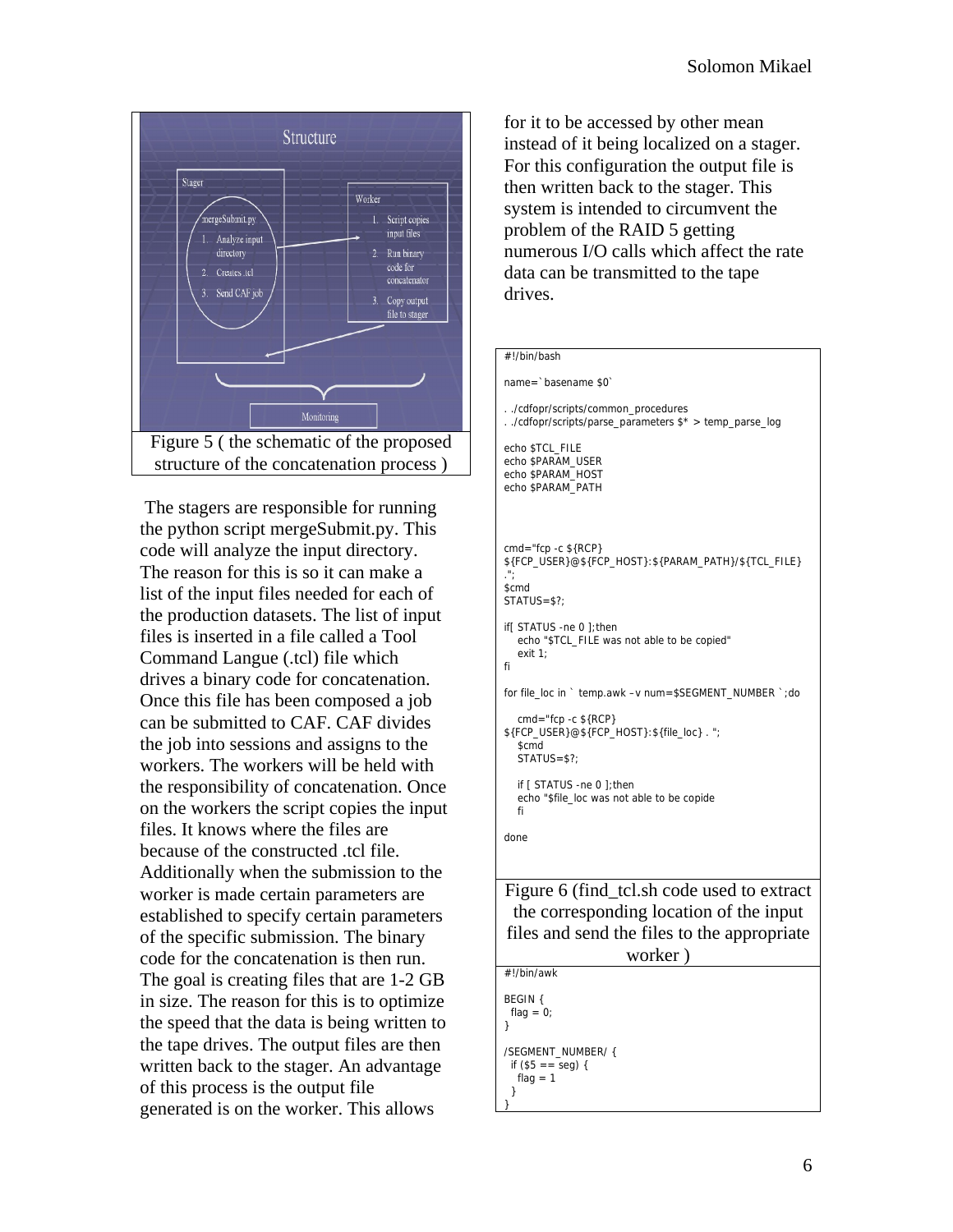Figure 5 ( the schematic of the proposed structure of the concatenation process )

The stagers are responsible for running the python script mergeSubmit.py. This code will analyze the input directory. The reason for this is so it can make a list of the input files needed for each of the production datasets. The list of input files is inserted in a file called a Tool Command Langue (.tcl) file which drives a binary code for concatenation. Once this file has been composed a job can be submitted to CAF. CAF divides the job into sessions and assigns to the workers. The workers will be held with the responsibility of concatenation. Once on the workers the script copies the input files. It knows where the files are because of the constructed .tcl file. Additionally when the submission to the worker is made certain parameters are established to specify certain parameters of the specific submission. The binary code for the concatenation is then run. The goal is creating files that are 1-2 GB in size. The reason for this is to optimize the speed that the data is being written to the tape drives. The output files are then written back to the stager. An advantage of this process is the output file generated is on the worker. This allows for it to be accessed by other mean instead of it being localized on a stager. For this configuration the output file is then written back to the stager. This system is intended to circumvent the problem of the RAID 5 getting numerous I/O calls which affect the rate data can be transmitted to the tape drives.

```
#!/bin/bash

name=`basename $0`

. ./cdfopr/scripts/common_procedures
. ./cdfopr/scripts/parse_parameters $* > temp_parse_log

echo $TCL_FILE
echo $PARAM_USER
echo $PARAM_HOST
echo $PARAM_PATH



cmd="fcp -c ${RCP}
${FCP_USER}@${FCP_HOST}:${PARAM_PATH}/${TCL_FILE}
.";
$cmd
STATUS=$?;

if[ STATUS -ne 0 ];then
   echo "$TCL_FILE was not able to be copied"
   exit 1;
fi

for file_loc in ` temp.awk –v num=$SEGMENT_NUMBER `;do

   cmd="fcp -c ${RCP}
${FCP_USER}@${FCP_HOST}:${file_loc} . ";
   $cmd
   STATUS=$?;

   if [ STATUS -ne 0 ];then
   echo "$file_loc was not able to be copide
   fi

done
```

Figure 6 (find_tcl.sh code used to extract the corresponding location of the input files and send the files to the appropriate worker )

```
#!/bin/awk

BEGIN {
  flag = 0;
}

/SEGMENT_NUMBER/ {
  if ($5 == seg) {
    flag = 1
  }
}
```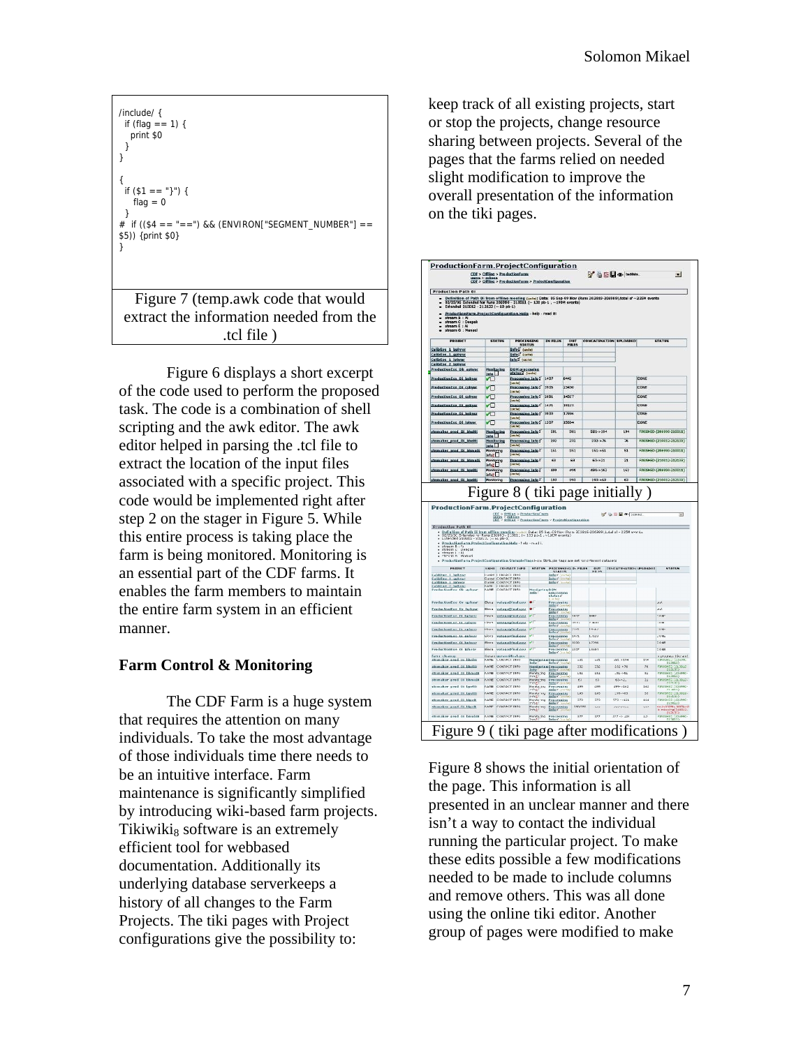```
/include/ {
  if (flag == 1) {
    print $0
  }
}

{
  if ($1 == "}") {
     flag = 0
  }
#  if (($4 == "==") && (ENVIRON["SEGMENT_NUMBER"] ==
$5)) {print $0}
}
```

Figure 7 (temp.awk code that would extract the information needed from the .tcl file )

Figure 6 displays a short excerpt of the code used to perform the proposed task. The code is a combination of shell scripting and the awk editor. The awk editor helped in parsing the .tcl file to extract the location of the input files associated with a specific project. This code would be implemented right after step 2 on the stager in Figure 5. While this entire process is taking place the farm is being monitored. Monitoring is an essential part of the CDF farms. It enables the farm members to maintain the entire farm system in an efficient manner.

**Farm Control & Monitoring**

The CDF Farm is a huge system that requires the attention on many individuals. To take the most advantage of those individuals time there needs to be an intuitive interface. Farm maintenance is significantly simplified by introducing wiki-based farm projects. Tikiwiki[8] software is an extremely efficient tool for webbased documentation. Additionally its underlying database serverkeeps a history of all changes to the Farm Projects. The tiki pages with Project configurations give the possibility to: keep track of all existing projects, start or stop the projects, change resource sharing between projects. Several of the pages that the farms relied on needed slight modification to improve the overall presentation of the information on the tiki pages.

Figure 8 ( tiki page initially )

Figure 9 ( tiki page after modifications )

Figure 8 shows the initial orientation of the page. This information is all presented in an unclear manner and there isn't a way to contact the individual running the particular project. To make these edits possible a few modifications needed to be made to include columns and remove others. This was all done using the online tiki editor. Another group of pages were modified to make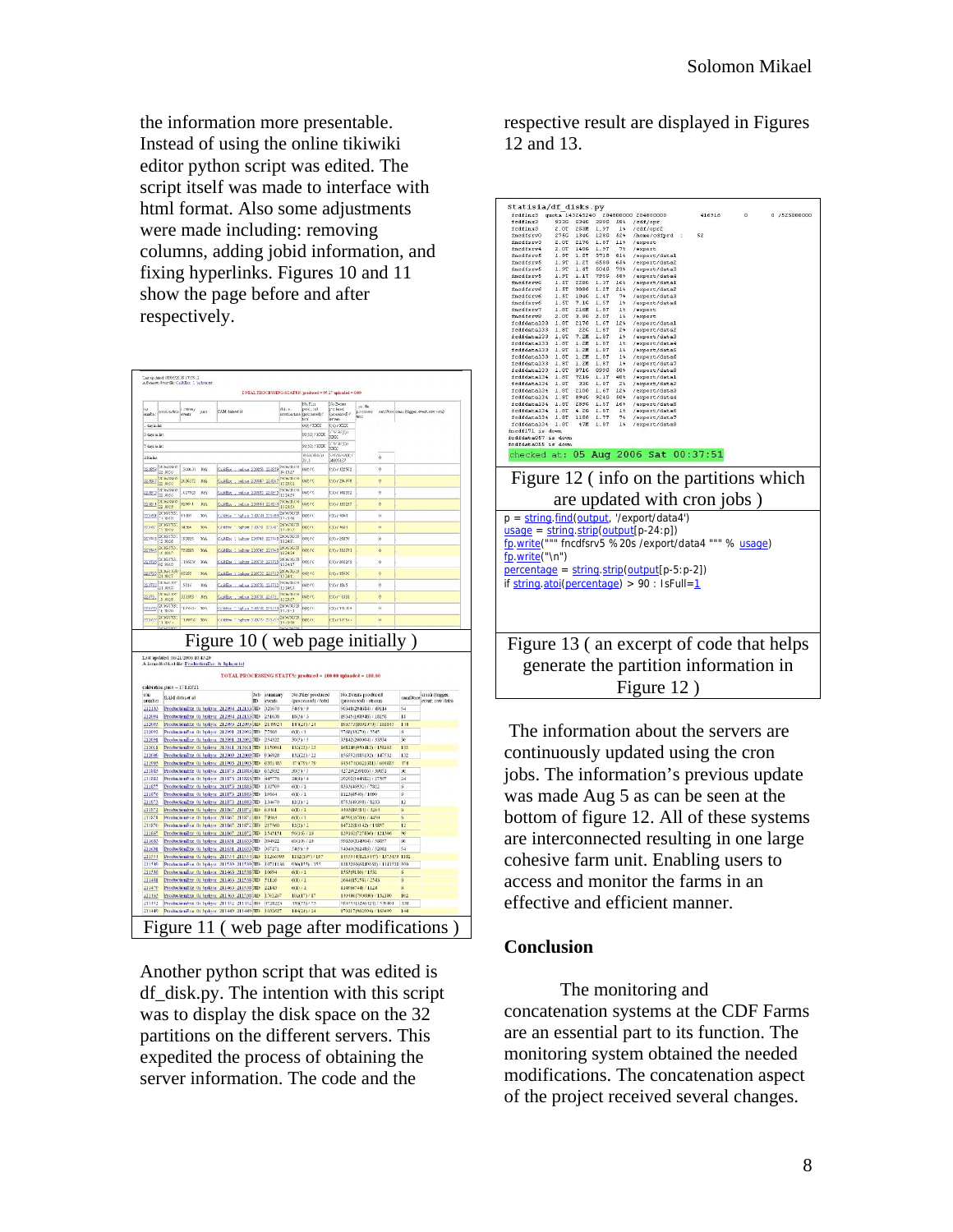the information more presentable. Instead of using the online tikiwiki editor python script was edited. The script itself was made to interface with html format. Also some adjustments were made including: removing columns, adding jobid information, and fixing hyperlinks. Figures 10 and 11 show the page before and after respectively.

Figure 10 ( web page initially )

Figure 11 ( web page after modifications )

Another python script that was edited is df_disk.py. The intention with this script was to display the disk space on the 32 partitions on the different servers. This expedited the process of obtaining the server information. The code and the respective result are displayed in Figures 12 and 13.

Figure 12 ( info on the partitions which are updated with cron jobs )

```
p = string.find(output, '/export/data4')
usage = string.strip(output[p-24:p])
fp.write(""" fncdfsrv5 % 20s /export/data4 """ % usage)
fp.write("\n")
percentage = string.strip(output[p-5:p-2])
if string.atoi(percentage) > 90 : IsFull=1
```

Figure 13 ( an excerpt of code that helps generate the partition information in Figure 12 )

The information about the servers are continuously updated using the cron jobs. The information's previous update was made Aug 5 as can be seen at the bottom of figure 12. All of these systems are interconnected resulting in one large cohesive farm unit. Enabling users to access and monitor the farms in an effective and efficient manner.

## Conclusion

The monitoring and concatenation systems at the CDF Farms are an essential part to its function. The monitoring system obtained the needed modifications. The concatenation aspect of the project received several changes.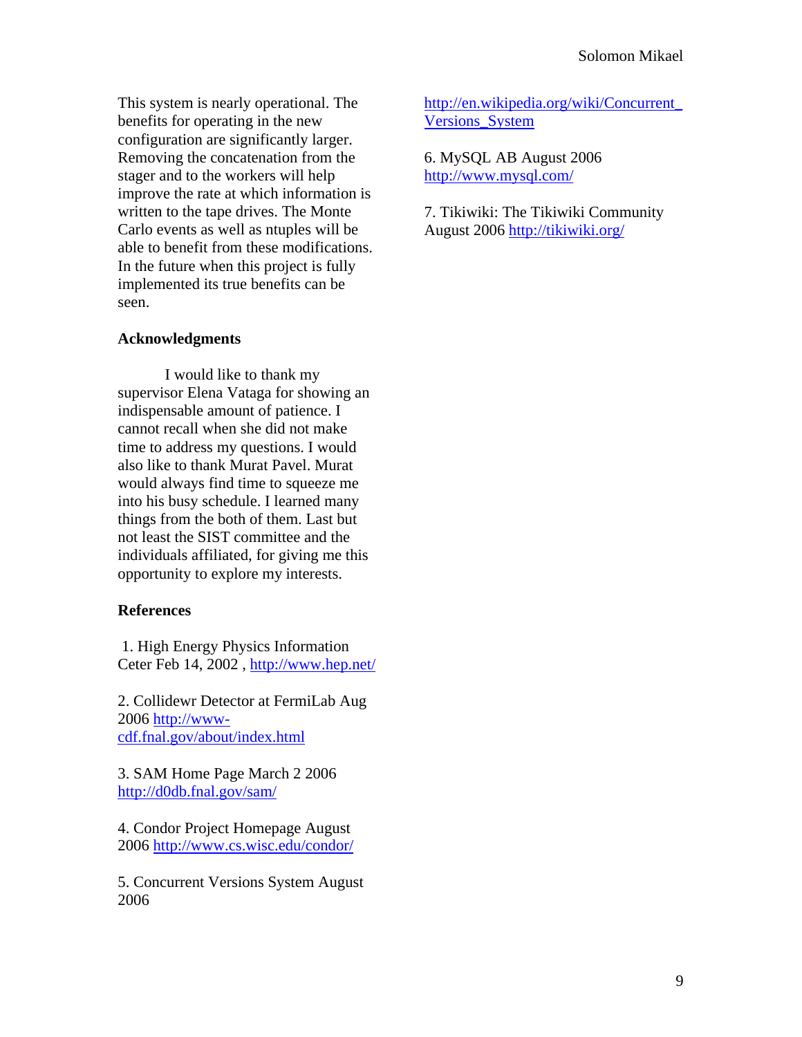This system is nearly operational. The benefits for operating in the new configuration are significantly larger. Removing the concatenation from the stager and to the workers will help improve the rate at which information is written to the tape drives. The Monte Carlo events as well as ntuples will be able to benefit from these modifications. In the future when this project is fully implemented its true benefits can be seen.

**Acknowledgments**

I would like to thank my supervisor Elena Vataga for showing an indispensable amount of patience. I cannot recall when she did not make time to address my questions. I would also like to thank Murat Pavel. Murat would always find time to squeeze me into his busy schedule. I learned many things from the both of them. Last but not least the SIST committee and the individuals affiliated, for giving me this opportunity to explore my interests.

**References**

1. High Energy Physics Information Ceter Feb 14, 2002 , http://www.hep.net/

2. Collidewr Detector at FermiLab Aug 2006 http://www-cdf.fnal.gov/about/index.html

3. SAM Home Page March 2 2006 http://d0db.fnal.gov/sam/

4. Condor Project Homepage August 2006 http://www.cs.wisc.edu/condor/

5. Concurrent Versions System August 2006 http://en.wikipedia.org/wiki/Concurrent_Versions_System

6. MySQL AB August 2006 http://www.mysql.com/

7. Tikiwiki: The Tikiwiki Community August 2006 http://tikiwiki.org/